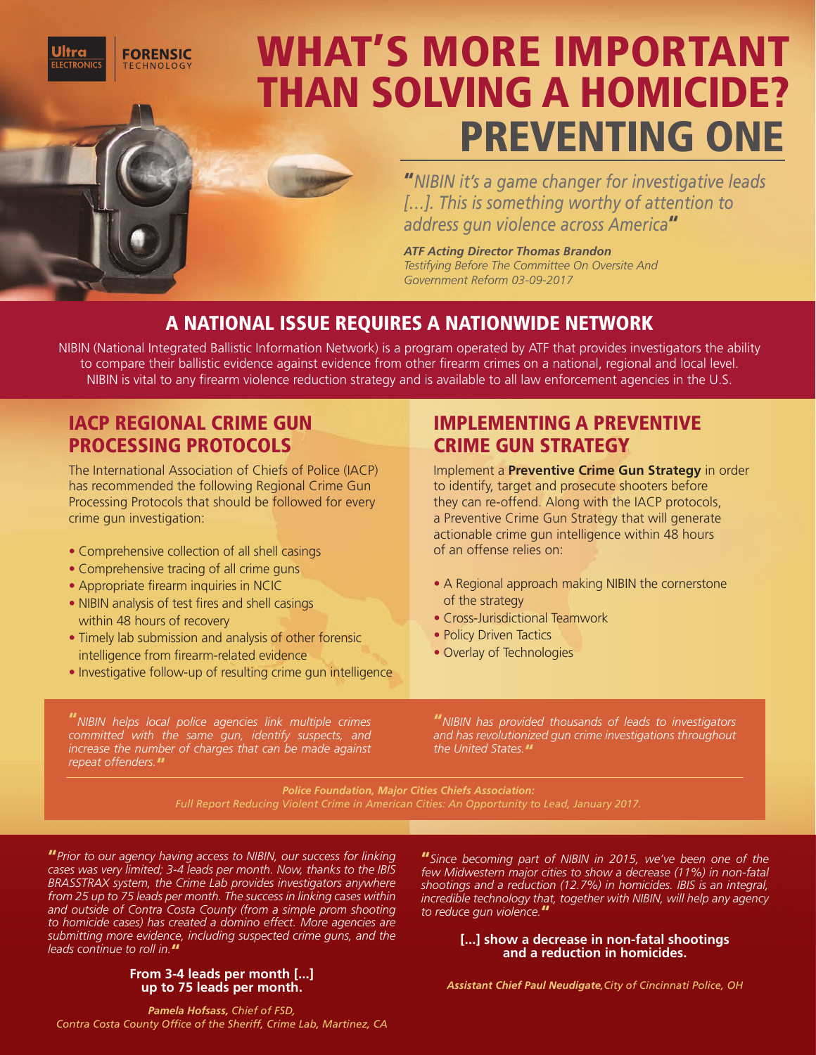Ultra ELECTRONICS | FORENSIC TECHNOLOGY

# WHAT'S MORE IMPORTANT THAN SOLVING A HOMICIDE? PREVENTING ONE

*"NIBIN it's a game changer for investigative leads [...]. This is something worthy of attention to address gun violence across America"*

***ATF Acting Director Thomas Brandon***
*Testifying Before The Committee On Oversite And Government Reform 03-09-2017*

## A NATIONAL ISSUE REQUIRES A NATIONWIDE NETWORK

NIBIN (National Integrated Ballistic Information Network) is a program operated by ATF that provides investigators the ability to compare their ballistic evidence against evidence from other firearm crimes on a national, regional and local level. NIBIN is vital to any firearm violence reduction strategy and is available to all law enforcement agencies in the U.S.

## IACP REGIONAL CRIME GUN PROCESSING PROTOCOLS

The International Association of Chiefs of Police (IACP) has recommended the following Regional Crime Gun Processing Protocols that should be followed for every crime gun investigation:

- Comprehensive collection of all shell casings
- Comprehensive tracing of all crime guns
- Appropriate firearm inquiries in NCIC
- NIBIN analysis of test fires and shell casings within 48 hours of recovery
- Timely lab submission and analysis of other forensic intelligence from firearm-related evidence
- Investigative follow-up of resulting crime gun intelligence

## IMPLEMENTING A PREVENTIVE CRIME GUN STRATEGY

Implement a **Preventive Crime Gun Strategy** in order to identify, target and prosecute shooters before they can re-offend. Along with the IACP protocols, a Preventive Crime Gun Strategy that will generate actionable crime gun intelligence within 48 hours of an offense relies on:

- A Regional approach making NIBIN the cornerstone of the strategy
- Cross-Jurisdictional Teamwork
- Policy Driven Tactics
- Overlay of Technologies

*"NIBIN helps local police agencies link multiple crimes committed with the same gun, identify suspects, and increase the number of charges that can be made against repeat offenders."*

*"NIBIN has provided thousands of leads to investigators and has revolutionized gun crime investigations throughout the United States."*

***Police Foundation, Major Cities Chiefs Association:***
*Full Report Reducing Violent Crime in American Cities: An Opportunity to Lead, January 2017.*

*"Prior to our agency having access to NIBIN, our success for linking cases was very limited; 3-4 leads per month. Now, thanks to the IBIS BRASSTRAX system, the Crime Lab provides investigators anywhere from 25 up to 75 leads per month. The success in linking cases within and outside of Contra Costa County (from a simple prom shooting to homicide cases) has created a domino effect. More agencies are submitting more evidence, including suspected crime guns, and the leads continue to roll in."*

**From 3-4 leads per month [...] up to 75 leads per month.**

***Pamela Hofsass,*** *Chief of FSD, Contra Costa County Office of the Sheriff, Crime Lab, Martinez, CA*

*"Since becoming part of NIBIN in 2015, we've been one of the few Midwestern major cities to show a decrease (11%) in non-fatal shootings and a reduction (12.7%) in homicides. IBIS is an integral, incredible technology that, together with NIBIN, will help any agency to reduce gun violence."*

**[...] show a decrease in non-fatal shootings and a reduction in homicides.**

***Assistant Chief Paul Neudigate,*** *City of Cincinnati Police, OH*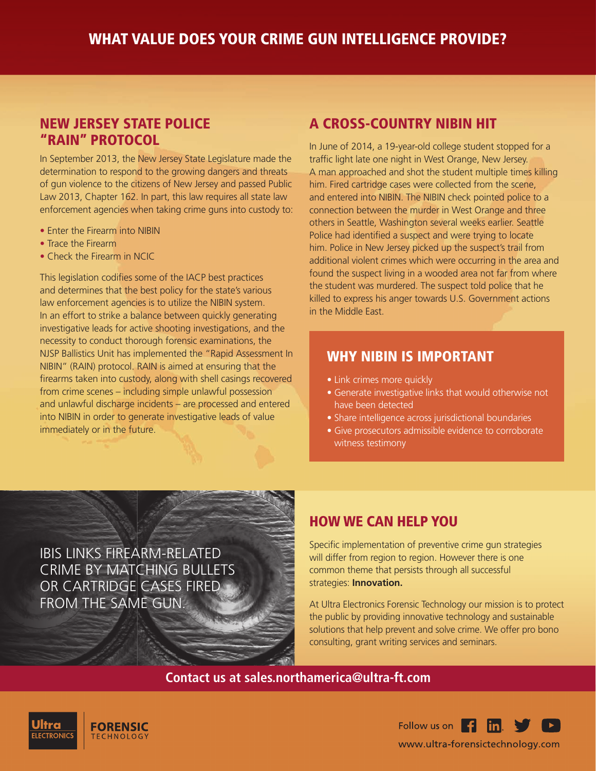# WHAT VALUE DOES YOUR CRIME GUN INTELLIGENCE PROVIDE?

## NEW JERSEY STATE POLICE "RAIN" PROTOCOL

In September 2013, the New Jersey State Legislature made the determination to respond to the growing dangers and threats of gun violence to the citizens of New Jersey and passed Public Law 2013, Chapter 162. In part, this law requires all state law enforcement agencies when taking crime guns into custody to:

- Enter the Firearm into NIBIN
- Trace the Firearm
- Check the Firearm in NCIC

This legislation codifies some of the IACP best practices and determines that the best policy for the state's various law enforcement agencies is to utilize the NIBIN system. In an effort to strike a balance between quickly generating investigative leads for active shooting investigations, and the necessity to conduct thorough forensic examinations, the NJSP Ballistics Unit has implemented the "Rapid Assessment In NIBIN" (RAIN) protocol. RAIN is aimed at ensuring that the firearms taken into custody, along with shell casings recovered from crime scenes – including simple unlawful possession and unlawful discharge incidents – are processed and entered into NIBIN in order to generate investigative leads of value immediately or in the future.

## A CROSS-COUNTRY NIBIN HIT

In June of 2014, a 19-year-old college student stopped for a traffic light late one night in West Orange, New Jersey. A man approached and shot the student multiple times killing him. Fired cartridge cases were collected from the scene, and entered into NIBIN. The NIBIN check pointed police to a connection between the murder in West Orange and three others in Seattle, Washington several weeks earlier. Seattle Police had identified a suspect and were trying to locate him. Police in New Jersey picked up the suspect's trail from additional violent crimes which were occurring in the area and found the suspect living in a wooded area not far from where the student was murdered. The suspect told police that he killed to express his anger towards U.S. Government actions in the Middle East.

## WHY NIBIN IS IMPORTANT

- Link crimes more quickly
- Generate investigative links that would otherwise not have been detected
- Share intelligence across jurisdictional boundaries
- Give prosecutors admissible evidence to corroborate witness testimony

IBIS LINKS FIREARM-RELATED CRIME BY MATCHING BULLETS OR CARTRIDGE CASES FIRED FROM THE SAME GUN.

## HOW WE CAN HELP YOU

Specific implementation of preventive crime gun strategies will differ from region to region. However there is one common theme that persists through all successful strategies: **Innovation.**

At Ultra Electronics Forensic Technology our mission is to protect the public by providing innovative technology and sustainable solutions that help prevent and solve crime. We offer pro bono consulting, grant writing services and seminars.

**Contact us at sales.northamerica@ultra-ft.com**

Ultra Electronics | FORENSIC TECHNOLOGY

Follow us on

www.ultra-forensictechnology.com